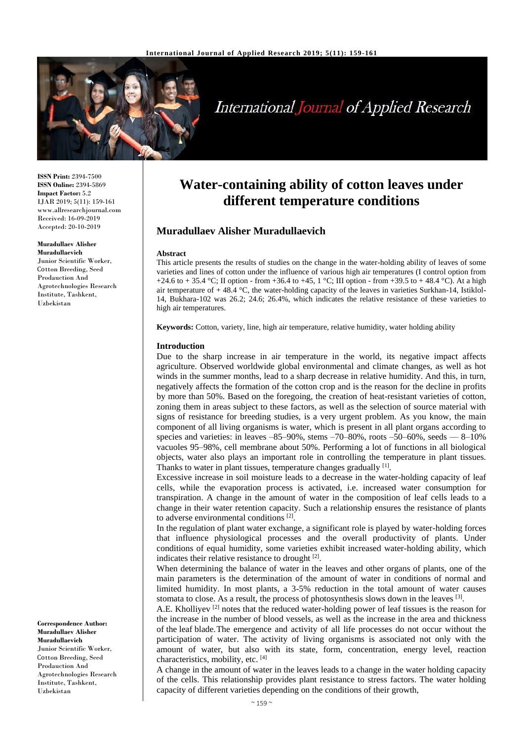**ISSN Print:** 2394-7500
**ISSN Online:** 2394-5869
**Impact Factor:** 5.2
IJAR 2019; 5(11): 159-161
www.allresearchjournal.com
Received: 16-09-2019
Accepted: 20-10-2019

**Muradullaev Alisher Muradullaevich**
Junior Scientific Worker, Cotton Breeding, Seed Prodauction And Agrotechnologies Research Institute, Tashkent, Uzbekistan

**Correspondence Author:**
**Muradullaev Alisher Muradullaevich**
Junior Scientific Worker, Cotton Breeding, Seed Prodauction And Agrotechnologies Research Institute, Tashkent, Uzbekistan

# Water-containing ability of cotton leaves under different temperature conditions

## Muradullaev Alisher Muradullaevich

### Abstract

This article presents the results of studies on the change in the water-holding ability of leaves of some varieties and lines of cotton under the influence of various high air temperatures (I control option from +24.6 to + 35.4 °C; II option - from +36.4 to +45, 1 °C; III option - from +39.5 to + 48.4 °C). At a high air temperature of + 48.4 °C, the water-holding capacity of the leaves in varieties Surkhan-14, Istiklol-14, Bukhara-102 was 26.2; 24.6; 26.4%, which indicates the relative resistance of these varieties to high air temperatures.

**Keywords:** Cotton, variety, line, high air temperature, relative humidity, water holding ability

### Introduction

Due to the sharp increase in air temperature in the world, its negative impact affects agriculture. Observed worldwide global environmental and climate changes, as well as hot winds in the summer months, lead to a sharp decrease in relative humidity. And this, in turn, negatively affects the formation of the cotton crop and is the reason for the decline in profits by more than 50%. Based on the foregoing, the creation of heat-resistant varieties of cotton, zoning them in areas subject to these factors, as well as the selection of source material with signs of resistance for breeding studies, is a very urgent problem. As you know, the main component of all living organisms is water, which is present in all plant organs according to species and varieties: in leaves –85–90%, stems –70–80%, roots –50–60%, seeds — 8–10% vacuoles 95–98%, cell membrane about 50%. Performing a lot of functions in all biological objects, water also plays an important role in controlling the temperature in plant tissues. Thanks to water in plant tissues, temperature changes gradually [1].

Excessive increase in soil moisture leads to a decrease in the water-holding capacity of leaf cells, while the evaporation process is activated, i.e. increased water consumption for transpiration. A change in the amount of water in the composition of leaf cells leads to a change in their water retention capacity. Such a relationship ensures the resistance of plants to adverse environmental conditions [2].

In the regulation of plant water exchange, a significant role is played by water-holding forces that influence physiological processes and the overall productivity of plants. Under conditions of equal humidity, some varieties exhibit increased water-holding ability, which indicates their relative resistance to drought [2].

When determining the balance of water in the leaves and other organs of plants, one of the main parameters is the determination of the amount of water in conditions of normal and limited humidity. In most plants, a 3-5% reduction in the total amount of water causes stomata to close. As a result, the process of photosynthesis slows down in the leaves [3].

A.E. Kholliyev [2] notes that the reduced water-holding power of leaf tissues is the reason for the increase in the number of blood vessels, as well as the increase in the area and thickness of the leaf blade.The emergence and activity of all life processes do not occur without the participation of water. The activity of living organisms is associated not only with the amount of water, but also with its state, form, concentration, energy level, reaction characteristics, mobility, etc. [4]

A change in the amount of water in the leaves leads to a change in the water holding capacity of the cells. This relationship provides plant resistance to stress factors. The water holding capacity of different varieties depending on the conditions of their growth,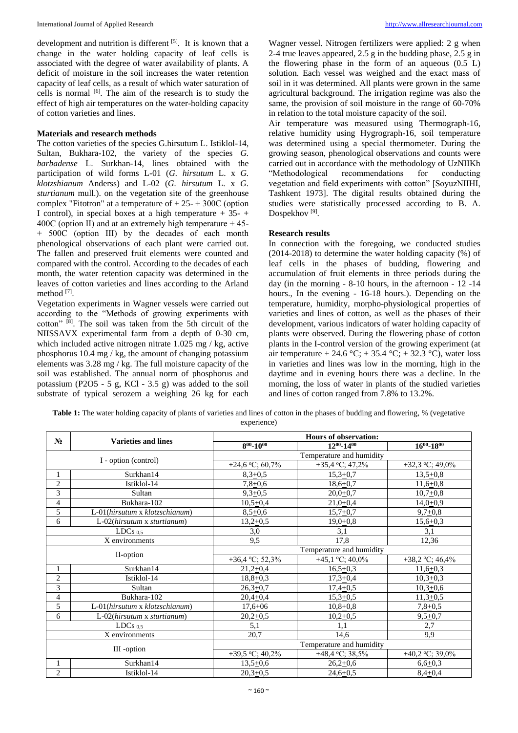development and nutrition is different [5]. It is known that a change in the water holding capacity of leaf cells is associated with the degree of water availability of plants. A deficit of moisture in the soil increases the water retention capacity of leaf cells, as a result of which water saturation of cells is normal [6]. The aim of the research is to study the effect of high air temperatures on the water-holding capacity of cotton varieties and lines.

### Materials and research methods

The cotton varieties of the species G.hirsutum L. Istiklol-14, Sultan, Bukhara-102, the variety of the species *G. barbadense* L. Surkhan-14, lines obtained with the participation of wild forms L-01 (*G. hirsutum* L. x *G. klotzshianum* Anderss) and L-02 (*G. hirsutum* L. x *G. sturtianum* mull.). on the vegetation site of the greenhouse complex "Fitotron" at a temperature of + 25- + 300C (option I control), in special boxes at a high temperature + 35- + 400C (option II) and at an extremely high temperature + 45- + 500C (option III) by the decades of each month phenological observations of each plant were carried out. The fallen and preserved fruit elements were counted and compared with the control. According to the decades of each month, the water retention capacity was determined in the leaves of cotton varieties and lines according to the Arland method [7].

Vegetation experiments in Wagner vessels were carried out according to the "Methods of growing experiments with cotton" [8]. The soil was taken from the 5th circuit of the NIISSAVX experimental farm from a depth of 0-30 cm, which included active nitrogen nitrate 1.025 mg / kg, active phosphorus 10.4 mg / kg, the amount of changing potassium elements was 3.28 mg / kg. The full moisture capacity of the soil was established. The annual norm of phosphorus and potassium (P2O5 - 5 g, KCl - 3.5 g) was added to the soil substrate of typical serozem a weighing 26 kg for each Wagner vessel. Nitrogen fertilizers were applied: 2 g when 2-4 true leaves appeared, 2.5 g in the budding phase, 2.5 g in the flowering phase in the form of an aqueous (0.5 L) solution. Each vessel was weighed and the exact mass of soil in it was determined. All plants were grown in the same agricultural background. The irrigation regime was also the same, the provision of soil moisture in the range of 60-70% in relation to the total moisture capacity of the soil.

Air temperature was measured using Thermograph-16, relative humidity using Hygrograph-16, soil temperature was determined using a special thermometer. During the growing season, phenological observations and counts were carried out in accordance with the methodology of UzNIIKh "Methodological recommendations for conducting vegetation and field experiments with cotton" [SoyuzNIIHI, Tashkent 1973]. The digital results obtained during the studies were statistically processed according to B. A. Dospekhov [9].

### Research results

In connection with the foregoing, we conducted studies (2014-2018) to determine the water holding capacity (%) of leaf cells in the phases of budding, flowering and accumulation of fruit elements in three periods during the day (in the morning - 8-10 hours, in the afternoon - 12 -14 hours., In the evening - 16-18 hours.). Depending on the temperature, humidity, morpho-physiological properties of varieties and lines of cotton, as well as the phases of their development, various indicators of water holding capacity of plants were observed. During the flowering phase of cotton plants in the I-control version of the growing experiment (at air temperature + 24.6 °C; + 35.4 °C; + 32.3 °C), water loss in varieties and lines was low in the morning, high in the daytime and in evening hours there was a decline. In the morning, the loss of water in plants of the studied varieties and lines of cotton ranged from 7.8% to 13.2%.

**Table 1:** The water holding capacity of plants of varieties and lines of cotton in the phases of budding and flowering, % (vegetative experience)

| № | Varieties and lines | Hours of observation: | | |
|---|---|---|---|---|
| | | $8^{00}$-$10^{00}$ | $12^{00}$-$14^{00}$ | $16^{00}$-$18^{00}$ |
| I - option (control) | | Temperature and humidity | | |
| | | +24,6 °C; 60,7% | +35,4 °C; 47,2% | +32,3 °C; 49,0% |
| 1 | Surkhan14 | 8,3±0,5 | 15,3±0,7 | 13,5±0,8 |
| 2 | Istiklol-14 | 7,8±0,6 | 18,6±0,7 | 11,6±0,8 |
| 3 | Sultan | 9,3±0,5 | 20,0±0,7 | 10,7±0,8 |
| 4 | Bukhara-102 | 10,5±0,4 | 21,0±0,4 | 14,0±0,9 |
| 5 | L-01(*hirsutum* x *klotzschianum*) | 8,5±0,6 | 15,7±0,7 | 9,7±0,8 |
| 6 | L-02(*hirsutum* x *sturtianum*) | 13,2±0,5 | 19,0±0,8 | 15,6±0,3 |
| $LDCs_{0,5}$ | | 3,0 | 3,1 | 3,1 |
| X environments | | 9,5 | 17,8 | 12,36 |
| II-option | | Temperature and humidity | | |
| | | +36,4 °C; 52,3% | +45,1 °C; 40,0% | +38,2 °C; 46,4% |
| 1 | Surkhan14 | 21,2±0,4 | 16,5±0,3 | 11,6±0,3 |
| 2 | Istiklol-14 | 18,8±0,3 | 17,3±0,4 | 10,3±0,3 |
| 3 | Sultan | 26,3±0,7 | 17,4±0,5 | 10,3±0,6 |
| 4 | Bukhara-102 | 20,4±0,4 | 15,3±0,5 | 11,3±0,5 |
| 5 | L-01(*hirsutum* x *klotzschianum*) | 17,6±06 | 10,8±0,8 | 7,8±0,5 |
| 6 | L-02(*hirsutum* x *sturtianum*) | 20,2±0,5 | 10,2±0,5 | 9,5±0,7 |
| $LDCs_{0,5}$ | | 5,1 | 1,1 | 2,7 |
| X environments | | 20,7 | 14,6 | 9,9 |
| III -option | | Temperature and humidity | | |
| | | +39,5 °C; 40,2% | +48,4 °C; 38,5% | +40,2 °C; 39,0% |
| 1 | Surkhan14 | 13,5±0,6 | 26,2±0,6 | 6,6±0,3 |
| 2 | Istiklol-14 | 20,3±0,5 | 24,6±0,5 | 8,4±0,4 |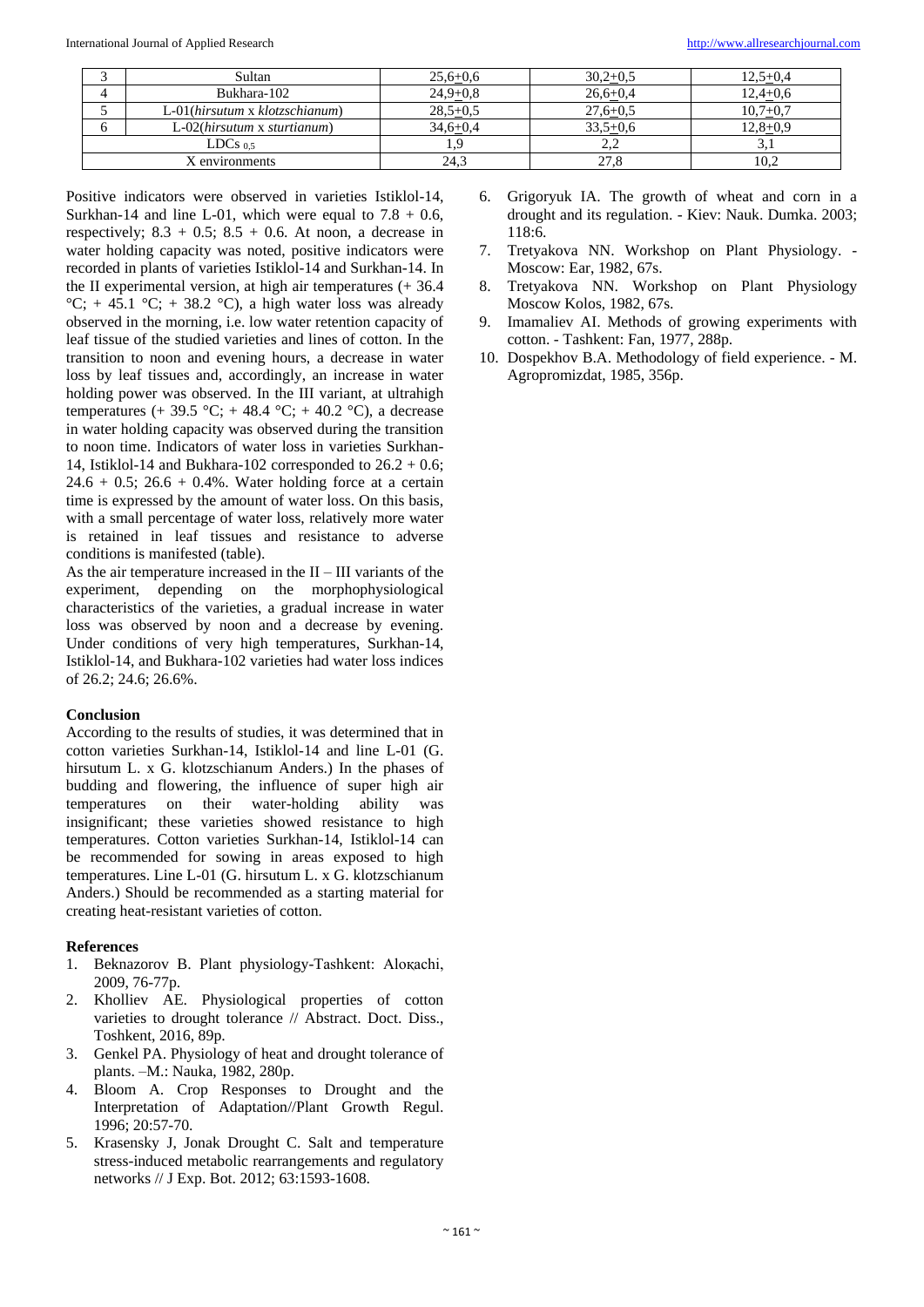| | | | | |
|---|---|---|---|---|
| 3 | Sultan | 25,6+0,6 | 30,2+0,5 | 12,5+0,4 |
| 4 | Bukhara-102 | 24,9+0,8 | 26,6+0,4 | 12,4+0,6 |
| 5 | L-01(*hirsutum* x *klotzschianum*) | 28,5+0,5 | 27,6+0,5 | 10,7+0,7 |
| 6 | L-02(*hirsutum* x *sturtianum*) | 34,6+0,4 | 33,5+0,6 | 12,8+0,9 |
| $LDCs_{0,5}$ | | 1,9 | 2,2 | 3,1 |
| X environments | | 24,3 | 27,8 | 10,2 |

Positive indicators were observed in varieties Istiklol-14, Surkhan-14 and line L-01, which were equal to 7.8 + 0.6, respectively; 8.3 + 0.5; 8.5 + 0.6. At noon, a decrease in water holding capacity was noted, positive indicators were recorded in plants of varieties Istiklol-14 and Surkhan-14. In the II experimental version, at high air temperatures (+ 36.4 °C; + 45.1 °C; + 38.2 °C), a high water loss was already observed in the morning, i.e. low water retention capacity of leaf tissue of the studied varieties and lines of cotton. In the transition to noon and evening hours, a decrease in water loss by leaf tissues and, accordingly, an increase in water holding power was observed. In the III variant, at ultrahigh temperatures (+ 39.5 °C; + 48.4 °C; + 40.2 °C), a decrease in water holding capacity was observed during the transition to noon time. Indicators of water loss in varieties Surkhan-14, Istiklol-14 and Bukhara-102 corresponded to 26.2 + 0.6; 24.6 + 0.5; 26.6 + 0.4%. Water holding force at a certain time is expressed by the amount of water loss. On this basis, with a small percentage of water loss, relatively more water is retained in leaf tissues and resistance to adverse conditions is manifested (table).

As the air temperature increased in the II – III variants of the experiment, depending on the morphophysiological characteristics of the varieties, a gradual increase in water loss was observed by noon and a decrease by evening. Under conditions of very high temperatures, Surkhan-14, Istiklol-14, and Bukhara-102 varieties had water loss indices of 26.2; 24.6; 26.6%.

## Conclusion

According to the results of studies, it was determined that in cotton varieties Surkhan-14, Istiklol-14 and line L-01 (G. hirsutum L. x G. klotzschianum Anders.) In the phases of budding and flowering, the influence of super high air temperatures on their water-holding ability was insignificant; these varieties showed resistance to high temperatures. Cotton varieties Surkhan-14, Istiklol-14 can be recommended for sowing in areas exposed to high temperatures. Line L-01 (G. hirsutum L. x G. klotzschianum Anders.) Should be recommended as a starting material for creating heat-resistant varieties of cotton.

## References

1. Beknazorov B. Plant physiology-Tashkent: Aloкachi, 2009, 76-77p.
2. Kholliev AE. Physiological properties of cotton varieties to drought tolerance // Abstract. Doct. Diss., Toshkent, 2016, 89p.
3. Genkel PA. Physiology of heat and drought tolerance of plants. –M.: Nauka, 1982, 280p.
4. Bloom A. Crop Responses to Drought and the Interpretation of Adaptation//Plant Growth Regul. 1996; 20:57-70.
5. Krasensky J, Jonak Drought C. Salt and temperature stress-induced metabolic rearrangements and regulatory networks // J Exp. Bot. 2012; 63:1593-1608.
6. Grigoryuk IA. The growth of wheat and corn in a drought and its regulation. - Kiev: Nauk. Dumka. 2003; 118:6.
7. Tretyakova NN. Workshop on Plant Physiology. - Moscow: Ear, 1982, 67s.
8. Tretyakova NN. Workshop on Plant Physiology Moscow Kolos, 1982, 67s.
9. Imamaliev AI. Methods of growing experiments with cotton. - Tashkent: Fan, 1977, 288p.
10. Dospekhov B.A. Methodology of field experience. - M. Agropromizdat, 1985, 356p.